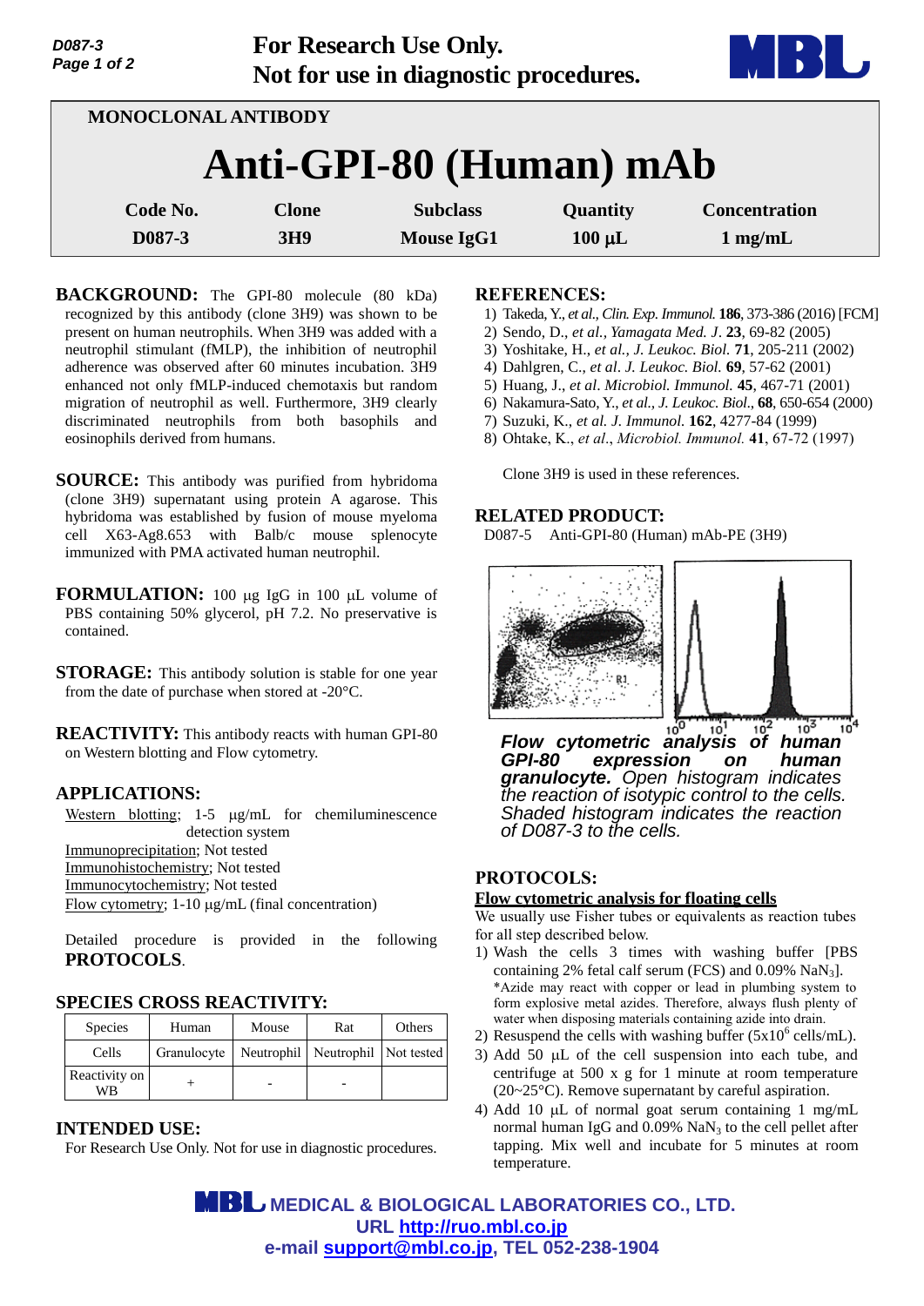For Research Use Only.
Not for use in diagnostic procedures.

MONOCLONAL ANTIBODY

# Anti-GPI-80 (Human) mAb

| Code No. | Clone | Subclass | Quantity | Concentration |
|---|---|---|---|---|
| D087-3 | 3H9 | Mouse IgG1 | 100 µL | 1 mg/mL |

**BACKGROUND:** The GPI-80 molecule (80 kDa) recognized by this antibody (clone 3H9) was shown to be present on human neutrophils. When 3H9 was added with a neutrophil stimulant (fMLP), the inhibition of neutrophil adherence was observed after 60 minutes incubation. 3H9 enhanced not only fMLP-induced chemotaxis but random migration of neutrophil as well. Furthermore, 3H9 clearly discriminated neutrophils from both basophils and eosinophils derived from humans.

**SOURCE:** This antibody was purified from hybridoma (clone 3H9) supernatant using protein A agarose. This hybridoma was established by fusion of mouse myeloma cell X63-Ag8.653 with Balb/c mouse splenocyte immunized with PMA activated human neutrophil.

**FORMULATION:** 100 µg IgG in 100 µL volume of PBS containing 50% glycerol, pH 7.2. No preservative is contained.

**STORAGE:** This antibody solution is stable for one year from the date of purchase when stored at -20°C.

**REACTIVITY:** This antibody reacts with human GPI-80 on Western blotting and Flow cytometry.

## APPLICATIONS:

Western blotting; 1-5 µg/mL for chemiluminescence detection system
Immunoprecipitation; Not tested
Immunohistochemistry; Not tested
Immunocytochemistry; Not tested
Flow cytometry; 1-10 µg/mL (final concentration)

Detailed procedure is provided in the following **PROTOCOLS**.

## SPECIES CROSS REACTIVITY:

| Species | Human | Mouse | Rat | Others |
|---|---|---|---|---|
| Cells | Granulocyte | Neutrophil | Neutrophil | Not tested |
| Reactivity on WB | + | - | - | |

## INTENDED USE:

For Research Use Only. Not for use in diagnostic procedures.

## REFERENCES:

1) Takeda, Y., *et al., Clin. Exp. Immunol.* **186**, 373-386 (2016) [FCM]
2) Sendo, D., *et al., Yamagata Med. J*. **23**, 69-82 (2005)
3) Yoshitake, H., *et al., J. Leukoc. Biol.* **71**, 205-211 (2002)
4) Dahlgren, C., *et al. J. Leukoc. Biol.* **69**, 57-62 (2001)
5) Huang, J., *et al. Microbiol. Immunol.* **45**, 467-71 (2001)
6) Nakamura-Sato, Y., *et al., J. Leukoc. Biol*., **68**, 650-654 (2000)
7) Suzuki, K., *et al. J. Immunol.* **162**, 4277-84 (1999)
8) Ohtake, K., *et al*., *Microbiol. Immunol.* **41**, 67-72 (1997)

Clone 3H9 is used in these references.

## RELATED PRODUCT:

D087-5 Anti-GPI-80 (Human) mAb-PE (3H9)

***Flow cytometric analysis of human GPI-80 expression on human granulocyte.*** *Open histogram indicates the reaction of isotypic control to the cells. Shaded histogram indicates the reaction of D087-3 to the cells.*

## PROTOCOLS:

**Flow cytometric analysis for floating cells**

We usually use Fisher tubes or equivalents as reaction tubes for all step described below.

1) Wash the cells 3 times with washing buffer [PBS containing 2% fetal calf serum (FCS) and 0.09% $NaN_3$].
   *Azide may react with copper or lead in plumbing system to form explosive metal azides. Therefore, always flush plenty of water when disposing materials containing azide into drain.
2) Resuspend the cells with washing buffer ($5x10^6$ cells/mL).
3) Add 50 µL of the cell suspension into each tube, and centrifuge at 500 x g for 1 minute at room temperature (20~25°C). Remove supernatant by careful aspiration.
4) Add 10 µL of normal goat serum containing 1 mg/mL normal human IgG and 0.09% $NaN_3$ to the cell pellet after tapping. Mix well and incubate for 5 minutes at room temperature.

MEDICAL & BIOLOGICAL LABORATORIES CO., LTD.
URL http://ruo.mbl.co.jp
e-mail support@mbl.co.jp, TEL 052-238-1904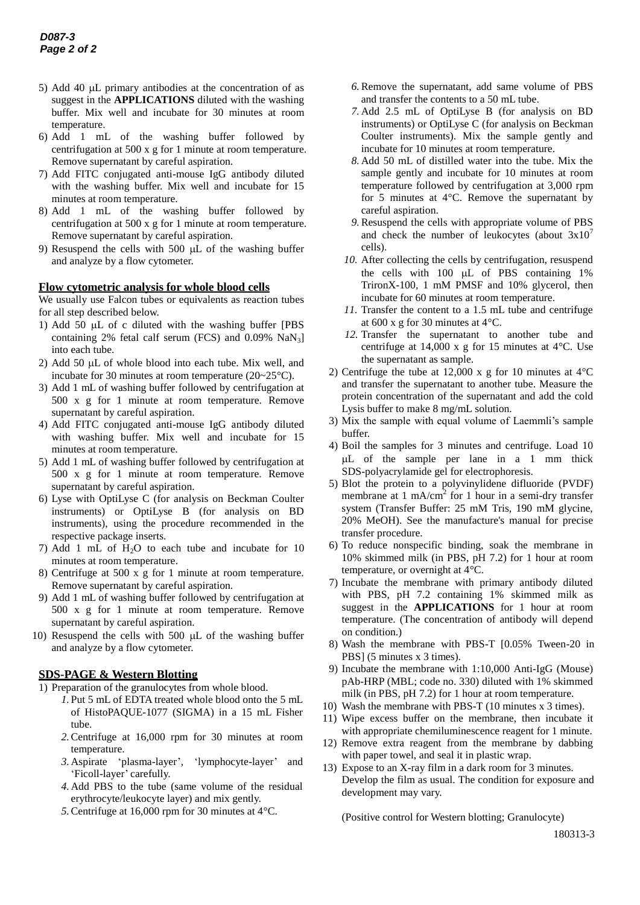5) Add 40 μL primary antibodies at the concentration of as suggest in the **APPLICATIONS** diluted with the washing buffer. Mix well and incubate for 30 minutes at room temperature.
6) Add 1 mL of the washing buffer followed by centrifugation at 500 x g for 1 minute at room temperature. Remove supernatant by careful aspiration.
7) Add FITC conjugated anti-mouse IgG antibody diluted with the washing buffer. Mix well and incubate for 15 minutes at room temperature.
8) Add 1 mL of the washing buffer followed by centrifugation at 500 x g for 1 minute at room temperature. Remove supernatant by careful aspiration.
9) Resuspend the cells with 500 μL of the washing buffer and analyze by a flow cytometer.

## Flow cytometric analysis for whole blood cells

We usually use Falcon tubes or equivalents as reaction tubes for all step described below.

1) Add 50 μL of c diluted with the washing buffer [PBS containing 2% fetal calf serum (FCS) and 0.09% $NaN_3$] into each tube.
2) Add 50 μL of whole blood into each tube. Mix well, and incubate for 30 minutes at room temperature (20~25°C).
3) Add 1 mL of washing buffer followed by centrifugation at 500 x g for 1 minute at room temperature. Remove supernatant by careful aspiration.
4) Add FITC conjugated anti-mouse IgG antibody diluted with washing buffer. Mix well and incubate for 15 minutes at room temperature.
5) Add 1 mL of washing buffer followed by centrifugation at 500 x g for 1 minute at room temperature. Remove supernatant by careful aspiration.
6) Lyse with OptiLyse C (for analysis on Beckman Coulter instruments) or OptiLyse B (for analysis on BD instruments), using the procedure recommended in the respective package inserts.
7) Add 1 mL of $H_2O$ to each tube and incubate for 10 minutes at room temperature.
8) Centrifuge at 500 x g for 1 minute at room temperature. Remove supernatant by careful aspiration.
9) Add 1 mL of washing buffer followed by centrifugation at 500 x g for 1 minute at room temperature. Remove supernatant by careful aspiration.
10) Resuspend the cells with 500 μL of the washing buffer and analyze by a flow cytometer.

## SDS-PAGE & Western Blotting

1) Preparation of the granulocytes from whole blood.
   *1.* Put 5 mL of EDTA treated whole blood onto the 5 mL of HistoPAQUE-1077 (SIGMA) in a 15 mL Fisher tube.
   *2.* Centrifuge at 16,000 rpm for 30 minutes at room temperature.
   *3.* Aspirate 'plasma-layer', 'lymphocyte-layer' and 'Ficoll-layer' carefully.
   *4.* Add PBS to the tube (same volume of the residual erythrocyte/leukocyte layer) and mix gently.
   *5.* Centrifuge at 16,000 rpm for 30 minutes at 4°C.
   *6.* Remove the supernatant, add same volume of PBS and transfer the contents to a 50 mL tube.
   *7.* Add 2.5 mL of OptiLyse B (for analysis on BD instruments) or OptiLyse C (for analysis on Beckman Coulter instruments). Mix the sample gently and incubate for 10 minutes at room temperature.
   *8.* Add 50 mL of distilled water into the tube. Mix the sample gently and incubate for 10 minutes at room temperature followed by centrifugation at 3,000 rpm for 5 minutes at 4°C. Remove the supernatant by careful aspiration.
   *9.* Resuspend the cells with appropriate volume of PBS and check the number of leukocytes (about $3x10^7$ cells).
   *10.* After collecting the cells by centrifugation, resuspend the cells with 100 μL of PBS containing 1% TrironX-100, 1 mM PMSF and 10% glycerol, then incubate for 60 minutes at room temperature.
   *11.* Transfer the content to a 1.5 mL tube and centrifuge at 600 x g for 30 minutes at 4°C.
   *12.* Transfer the supernatant to another tube and centrifuge at 14,000 x g for 15 minutes at 4°C. Use the supernatant as sample.
2) Centrifuge the tube at 12,000 x g for 10 minutes at 4°C and transfer the supernatant to another tube. Measure the protein concentration of the supernatant and add the cold Lysis buffer to make 8 mg/mL solution.
3) Mix the sample with equal volume of Laemmli's sample buffer.
4) Boil the samples for 3 minutes and centrifuge. Load 10 μL of the sample per lane in a 1 mm thick SDS-polyacrylamide gel for electrophoresis.
5) Blot the protein to a polyvinylidene difluoride (PVDF) membrane at 1 $mA/cm^2$ for 1 hour in a semi-dry transfer system (Transfer Buffer: 25 mM Tris, 190 mM glycine, 20% MeOH). See the manufacture's manual for precise transfer procedure.
6) To reduce nonspecific binding, soak the membrane in 10% skimmed milk (in PBS, pH 7.2) for 1 hour at room temperature, or overnight at 4°C.
7) Incubate the membrane with primary antibody diluted with PBS, pH 7.2 containing 1% skimmed milk as suggest in the **APPLICATIONS** for 1 hour at room temperature. (The concentration of antibody will depend on condition.)
8) Wash the membrane with PBS-T [0.05% Tween-20 in PBS] (5 minutes x 3 times).
9) Incubate the membrane with 1:10,000 Anti-IgG (Mouse) pAb-HRP (MBL; code no. 330) diluted with 1% skimmed milk (in PBS, pH 7.2) for 1 hour at room temperature.
10) Wash the membrane with PBS-T (10 minutes x 3 times).
11) Wipe excess buffer on the membrane, then incubate it with appropriate chemiluminescence reagent for 1 minute.
12) Remove extra reagent from the membrane by dabbing with paper towel, and seal it in plastic wrap.
13) Expose to an X-ray film in a dark room for 3 minutes. Develop the film as usual. The condition for exposure and development may vary.

(Positive control for Western blotting; Granulocyte)

180313-3